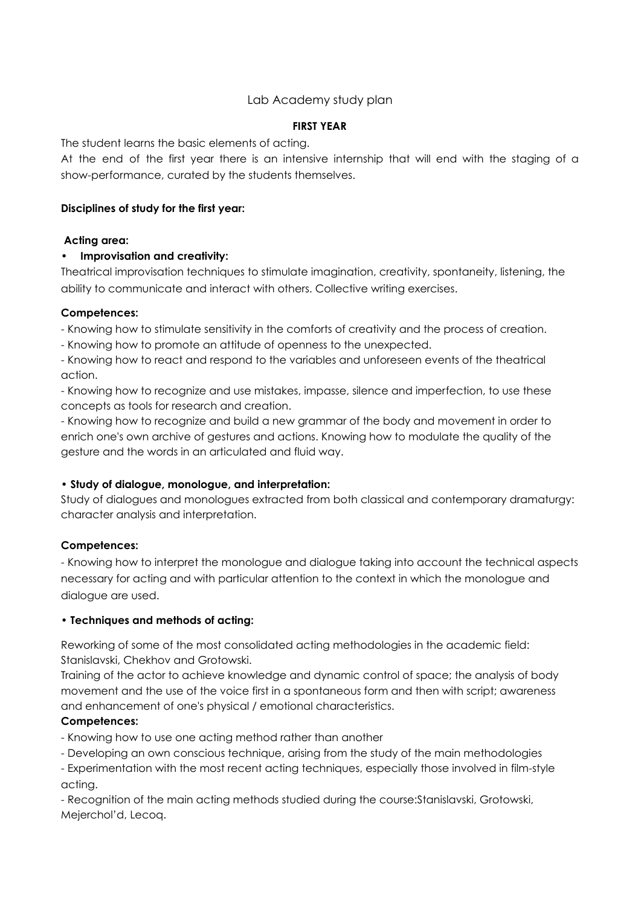# Lab Academy study plan

## FIRST YEAR

The student learns the basic elements of acting.

At the end of the first year there is an intensive internship that will end with the staging of a show-performance, curated by the students themselves.

**Disciplines of study for the first year:**

**Acting area:**

- **Improvisation and creativity:**

Theatrical improvisation techniques to stimulate imagination, creativity, spontaneity, listening, the ability to communicate and interact with others. Collective writing exercises.

**Competences:**

- Knowing how to stimulate sensitivity in the comforts of creativity and the process of creation.
- Knowing how to promote an attitude of openness to the unexpected.
- Knowing how to react and respond to the variables and unforeseen events of the theatrical action.
- Knowing how to recognize and use mistakes, impasse, silence and imperfection, to use these concepts as tools for research and creation.
- Knowing how to recognize and build a new grammar of the body and movement in order to enrich one's own archive of gestures and actions. Knowing how to modulate the quality of the gesture and the words in an articulated and fluid way.

**• Study of dialogue, monologue, and interpretation:**

Study of dialogues and monologues extracted from both classical and contemporary dramaturgy: character analysis and interpretation.

**Competences:**

- Knowing how to interpret the monologue and dialogue taking into account the technical aspects necessary for acting and with particular attention to the context in which the monologue and dialogue are used.

**• Techniques and methods of acting:**

Reworking of some of the most consolidated acting methodologies in the academic field: Stanislavski, Chekhov and Grotowski.

Training of the actor to achieve knowledge and dynamic control of space; the analysis of body movement and the use of the voice first in a spontaneous form and then with script; awareness and enhancement of one's physical / emotional characteristics.

**Competences:**

- Knowing how to use one acting method rather than another
- Developing an own conscious technique, arising from the study of the main methodologies
- Experimentation with the most recent acting techniques, especially those involved in film-style acting.
- Recognition of the main acting methods studied during the course:Stanislavski, Grotowski, Mejerchol'd, Lecoq.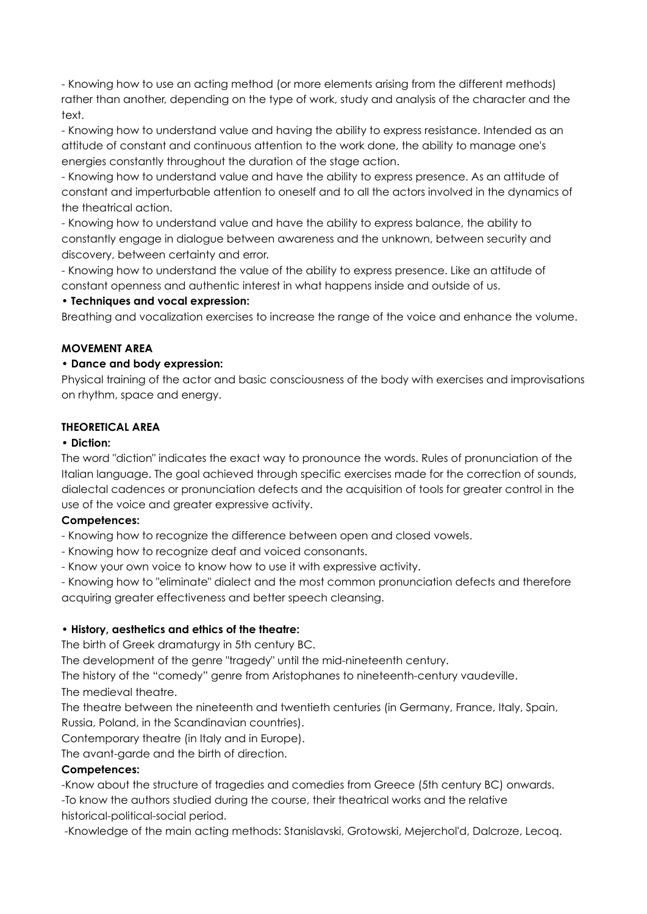- Knowing how to use an acting method (or more elements arising from the different methods) rather than another, depending on the type of work, study and analysis of the character and the text.
- Knowing how to understand value and having the ability to express resistance. Intended as an attitude of constant and continuous attention to the work done, the ability to manage one's energies constantly throughout the duration of the stage action.
- Knowing how to understand value and have the ability to express presence. As an attitude of constant and imperturbable attention to oneself and to all the actors involved in the dynamics of the theatrical action.
- Knowing how to understand value and have the ability to express balance, the ability to constantly engage in dialogue between awareness and the unknown, between security and discovery, between certainty and error.
- Knowing how to understand the value of the ability to express presence. Like an attitude of constant openness and authentic interest in what happens inside and outside of us.

**• Techniques and vocal expression:**

Breathing and vocalization exercises to increase the range of the voice and enhance the volume.

**MOVEMENT AREA**

**• Dance and body expression:**

Physical training of the actor and basic consciousness of the body with exercises and improvisations on rhythm, space and energy.

**THEORETICAL AREA**

**• Diction:**

The word "diction" indicates the exact way to pronounce the words. Rules of pronunciation of the Italian language. The goal achieved through specific exercises made for the correction of sounds, dialectal cadences or pronunciation defects and the acquisition of tools for greater control in the use of the voice and greater expressive activity.

**Competences:**

- Knowing how to recognize the difference between open and closed vowels.
- Knowing how to recognize deaf and voiced consonants.
- Know your own voice to know how to use it with expressive activity.
- Knowing how to "eliminate" dialect and the most common pronunciation defects and therefore acquiring greater effectiveness and better speech cleansing.

**• History, aesthetics and ethics of the theatre:**

The birth of Greek dramaturgy in 5th century BC.

The development of the genre "tragedy" until the mid-nineteenth century.

The history of the "comedy" genre from Aristophanes to nineteenth-century vaudeville.

The medieval theatre.

The theatre between the nineteenth and twentieth centuries (in Germany, France, Italy, Spain, Russia, Poland, in the Scandinavian countries).

Contemporary theatre (in Italy and in Europe).

The avant-garde and the birth of direction.

**Competences:**

-Know about the structure of tragedies and comedies from Greece (5th century BC) onwards.

-To know the authors studied during the course, their theatrical works and the relative historical-political-social period.

-Knowledge of the main acting methods: Stanislavski, Grotowski, Mejerchol'd, Dalcroze, Lecoq.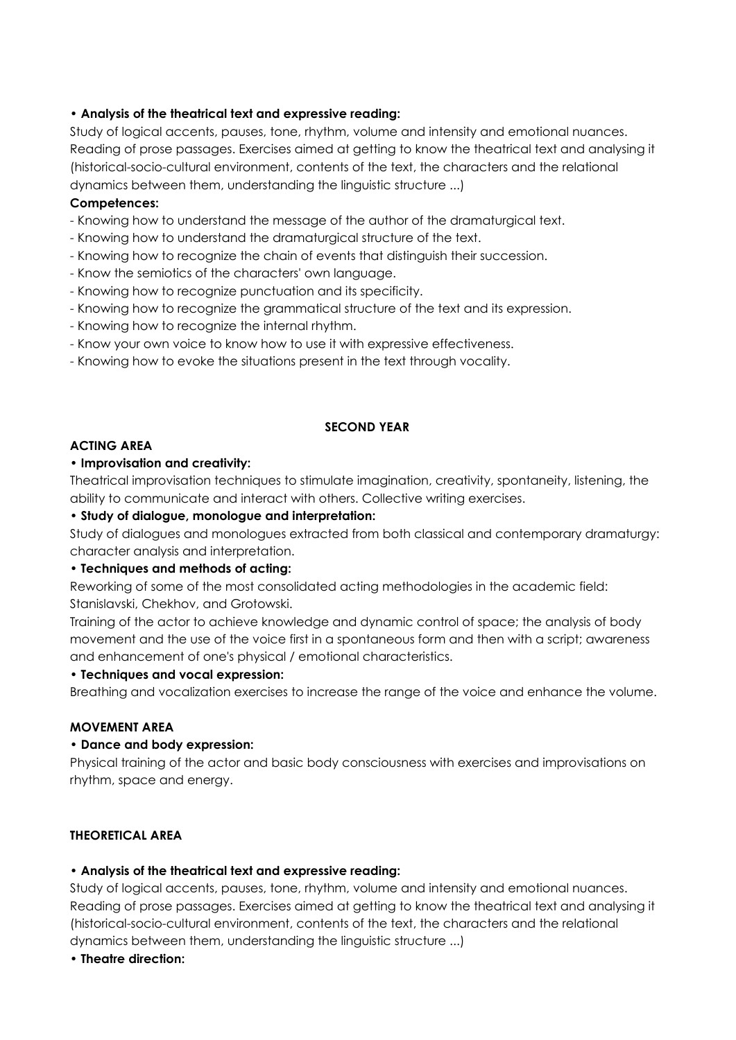**• Analysis of the theatrical text and expressive reading:**

Study of logical accents, pauses, tone, rhythm, volume and intensity and emotional nuances. Reading of prose passages. Exercises aimed at getting to know the theatrical text and analysing it (historical-socio-cultural environment, contents of the text, the characters and the relational dynamics between them, understanding the linguistic structure ...)

**Competences:**

- Knowing how to understand the message of the author of the dramaturgical text.
- Knowing how to understand the dramaturgical structure of the text.
- Knowing how to recognize the chain of events that distinguish their succession.
- Know the semiotics of the characters' own language.
- Knowing how to recognize punctuation and its specificity.
- Knowing how to recognize the grammatical structure of the text and its expression.
- Knowing how to recognize the internal rhythm.
- Know your own voice to know how to use it with expressive effectiveness.
- Knowing how to evoke the situations present in the text through vocality.

## SECOND YEAR

### ACTING AREA

**• Improvisation and creativity:**

Theatrical improvisation techniques to stimulate imagination, creativity, spontaneity, listening, the ability to communicate and interact with others. Collective writing exercises.

**• Study of dialogue, monologue and interpretation:**

Study of dialogues and monologues extracted from both classical and contemporary dramaturgy: character analysis and interpretation.

**• Techniques and methods of acting:**

Reworking of some of the most consolidated acting methodologies in the academic field: Stanislavski, Chekhov, and Grotowski.

Training of the actor to achieve knowledge and dynamic control of space; the analysis of body movement and the use of the voice first in a spontaneous form and then with a script; awareness and enhancement of one's physical / emotional characteristics.

**• Techniques and vocal expression:**

Breathing and vocalization exercises to increase the range of the voice and enhance the volume.

### MOVEMENT AREA

**• Dance and body expression:**

Physical training of the actor and basic body consciousness with exercises and improvisations on rhythm, space and energy.

### THEORETICAL AREA

**• Analysis of the theatrical text and expressive reading:**

Study of logical accents, pauses, tone, rhythm, volume and intensity and emotional nuances. Reading of prose passages. Exercises aimed at getting to know the theatrical text and analysing it (historical-socio-cultural environment, contents of the text, the characters and the relational dynamics between them, understanding the linguistic structure ...)

**• Theatre direction:**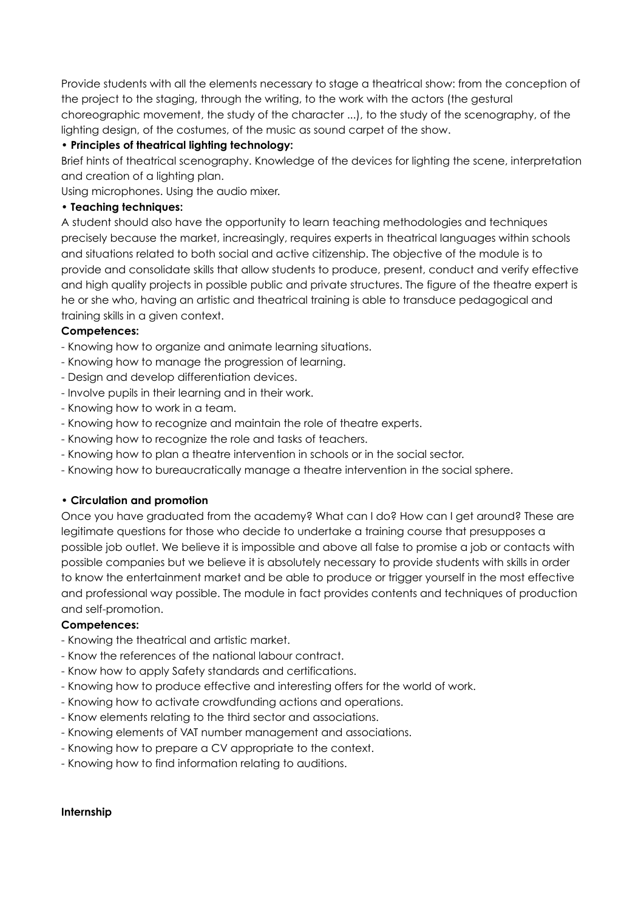Provide students with all the elements necessary to stage a theatrical show: from the conception of the project to the staging, through the writing, to the work with the actors (the gestural choreographic movement, the study of the character ...), to the study of the scenography, of the lighting design, of the costumes, of the music as sound carpet of the show.

**• Principles of theatrical lighting technology:**

Brief hints of theatrical scenography. Knowledge of the devices for lighting the scene, interpretation and creation of a lighting plan.

Using microphones. Using the audio mixer.

**• Teaching techniques:**

A student should also have the opportunity to learn teaching methodologies and techniques precisely because the market, increasingly, requires experts in theatrical languages within schools and situations related to both social and active citizenship. The objective of the module is to provide and consolidate skills that allow students to produce, present, conduct and verify effective and high quality projects in possible public and private structures. The figure of the theatre expert is he or she who, having an artistic and theatrical training is able to transduce pedagogical and training skills in a given context.

**Competences:**

- Knowing how to organize and animate learning situations.
- Knowing how to manage the progression of learning.
- Design and develop differentiation devices.
- Involve pupils in their learning and in their work.
- Knowing how to work in a team.
- Knowing how to recognize and maintain the role of theatre experts.
- Knowing how to recognize the role and tasks of teachers.
- Knowing how to plan a theatre intervention in schools or in the social sector.
- Knowing how to bureaucratically manage a theatre intervention in the social sphere.

**• Circulation and promotion**

Once you have graduated from the academy? What can I do? How can I get around? These are legitimate questions for those who decide to undertake a training course that presupposes a possible job outlet. We believe it is impossible and above all false to promise a job or contacts with possible companies but we believe it is absolutely necessary to provide students with skills in order to know the entertainment market and be able to produce or trigger yourself in the most effective and professional way possible. The module in fact provides contents and techniques of production and self-promotion.

**Competences:**

- Knowing the theatrical and artistic market.
- Know the references of the national labour contract.
- Know how to apply Safety standards and certifications.
- Knowing how to produce effective and interesting offers for the world of work.
- Knowing how to activate crowdfunding actions and operations.
- Know elements relating to the third sector and associations.
- Knowing elements of VAT number management and associations.
- Knowing how to prepare a CV appropriate to the context.
- Knowing how to find information relating to auditions.

**Internship**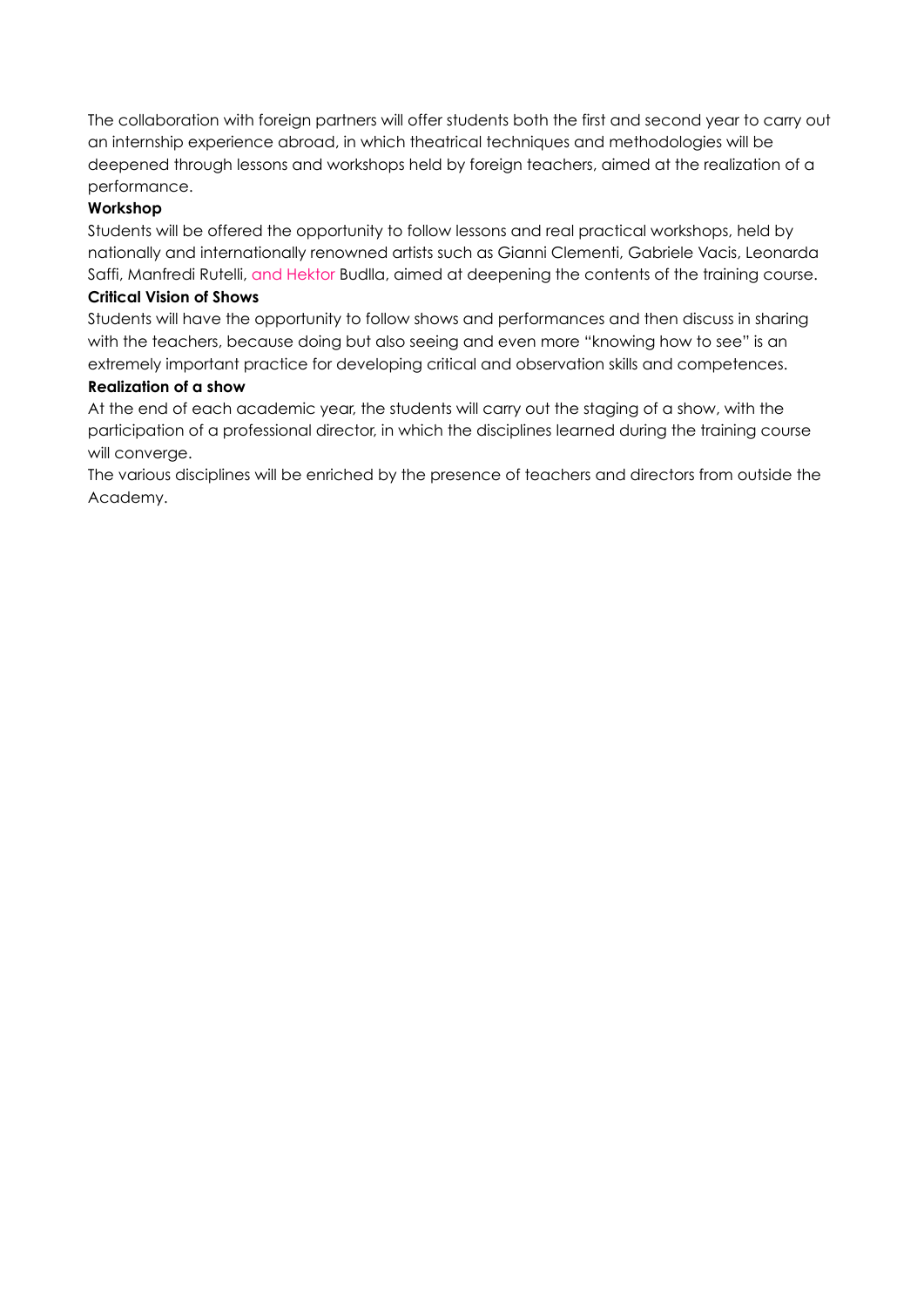The collaboration with foreign partners will offer students both the first and second year to carry out an internship experience abroad, in which theatrical techniques and methodologies will be deepened through lessons and workshops held by foreign teachers, aimed at the realization of a performance.

**Workshop**

Students will be offered the opportunity to follow lessons and real practical workshops, held by nationally and internationally renowned artists such as Gianni Clementi, Gabriele Vacis, Leonarda Saffi, Manfredi Rutelli, and Hektor Budlla, aimed at deepening the contents of the training course.

**Critical Vision of Shows**

Students will have the opportunity to follow shows and performances and then discuss in sharing with the teachers, because doing but also seeing and even more "knowing how to see" is an extremely important practice for developing critical and observation skills and competences.

**Realization of a show**

At the end of each academic year, the students will carry out the staging of a show, with the participation of a professional director, in which the disciplines learned during the training course will converge.

The various disciplines will be enriched by the presence of teachers and directors from outside the Academy.